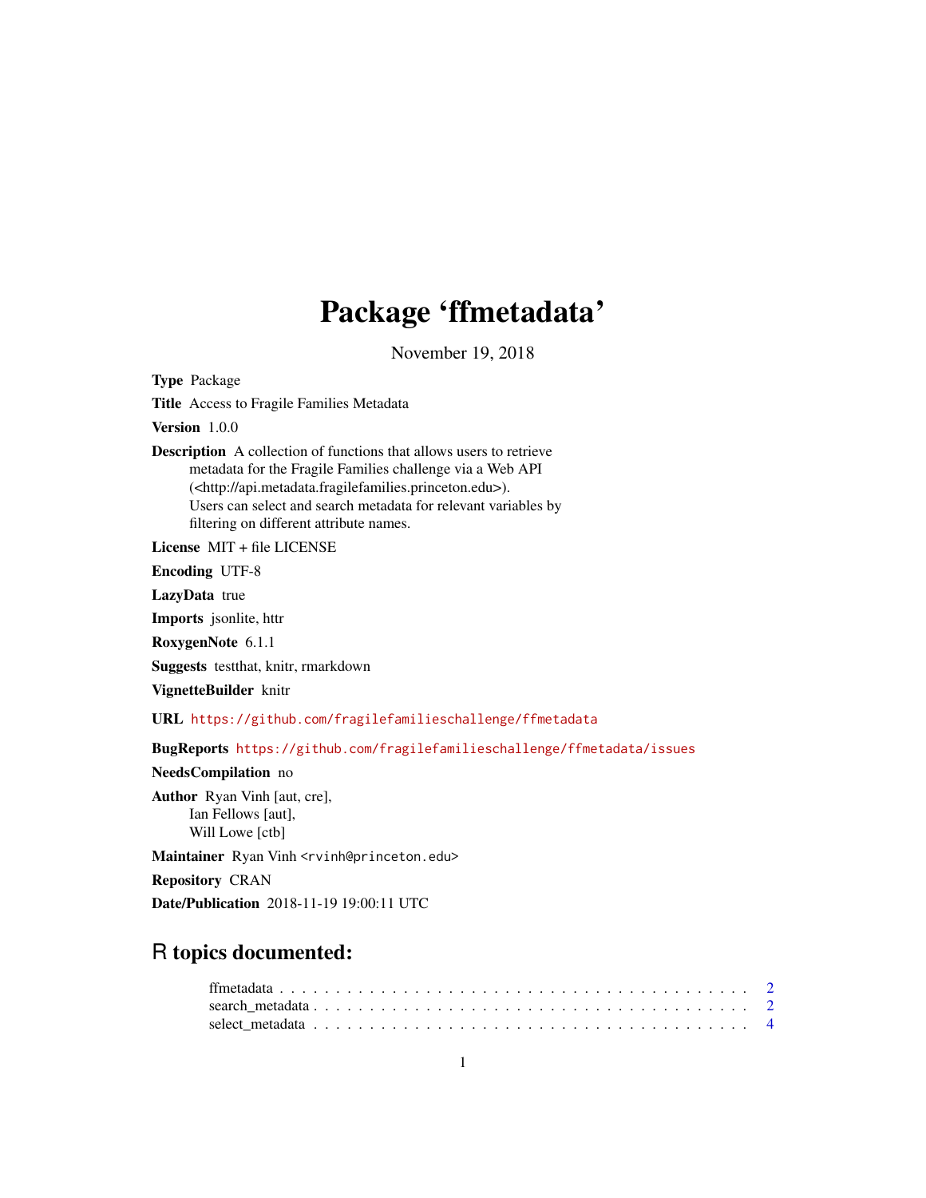# Package 'ffmetadata'

November 19, 2018

**Type** Package

**Title** Access to Fragile Families Metadata

**Version** 1.0.0

**Description** A collection of functions that allows users to retrieve metadata for the Fragile Families challenge via a Web API (<http://api.metadata.fragilefamilies.princeton.edu>). Users can select and search metadata for relevant variables by filtering on different attribute names.

**License** MIT + file LICENSE

**Encoding** UTF-8

**LazyData** true

**Imports** jsonlite, httr

**RoxygenNote** 6.1.1

**Suggests** testthat, knitr, rmarkdown

**VignetteBuilder** knitr

**URL** https://github.com/fragilefamilieschallenge/ffmetadata

**BugReports** https://github.com/fragilefamilieschallenge/ffmetadata/issues

**NeedsCompilation** no

**Author** Ryan Vinh [aut, cre],
Ian Fellows [aut],
Will Lowe [ctb]

**Maintainer** Ryan Vinh <rvinh@princeton.edu>

**Repository** CRAN

**Date/Publication** 2018-11-19 19:00:11 UTC

## R topics documented:

ffmetadata . . . . . . . . . . . . . . . . . . . . . . . . . . . . . . . . . . . . . . . . . 2
search_metadata . . . . . . . . . . . . . . . . . . . . . . . . . . . . . . . . . . . . . . 2
select_metadata . . . . . . . . . . . . . . . . . . . . . . . . . . . . . . . . . . . . . . 4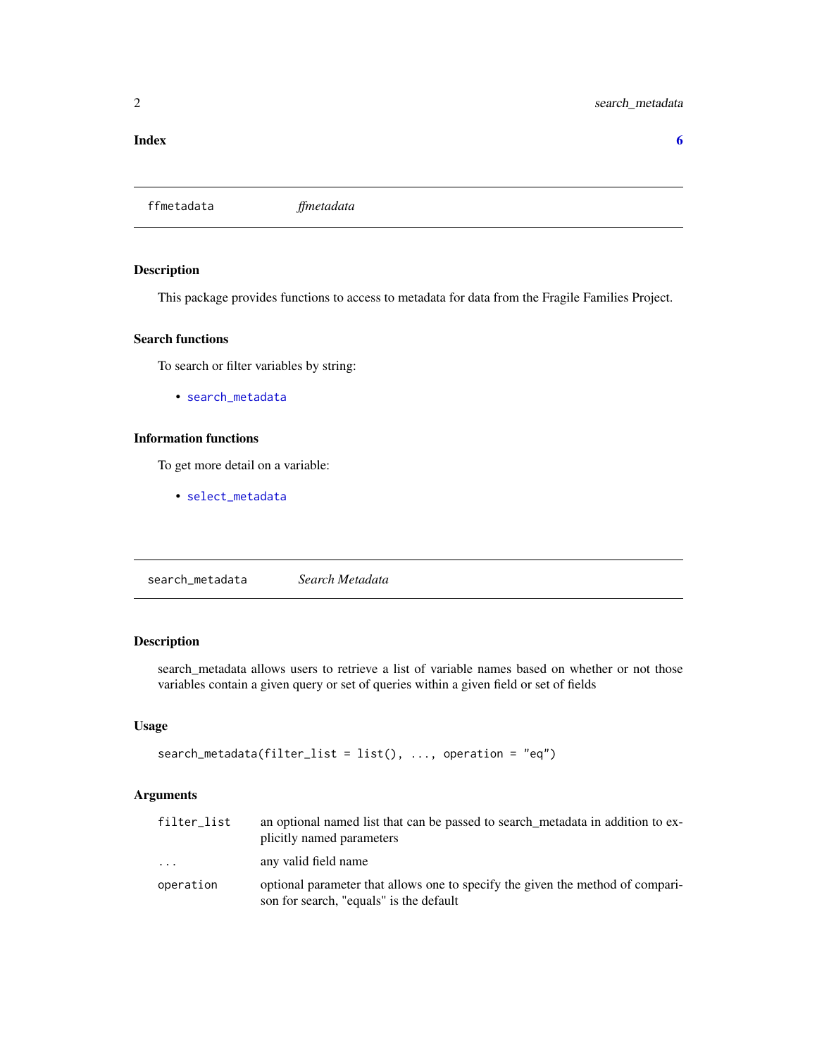**Index** 6

---

`ffmetadata` *ffmetadata*

---

## Description

This package provides functions to access to metadata for data from the Fragile Families Project.

## Search functions

To search or filter variables by string:

- `search_metadata`

## Information functions

To get more detail on a variable:

- `select_metadata`

---

`search_metadata` *Search Metadata*

---

## Description

search_metadata allows users to retrieve a list of variable names based on whether or not those variables contain a given query or set of queries within a given field or set of fields

## Usage

```
search_metadata(filter_list = list(), ..., operation = "eq")
```

## Arguments

| | |
|---|---|
| `filter_list` | an optional named list that can be passed to search_metadata in addition to explicitly named parameters |
| `...` | any valid field name |
| `operation` | optional parameter that allows one to specify the given the method of comparison for search, "equals" is the default |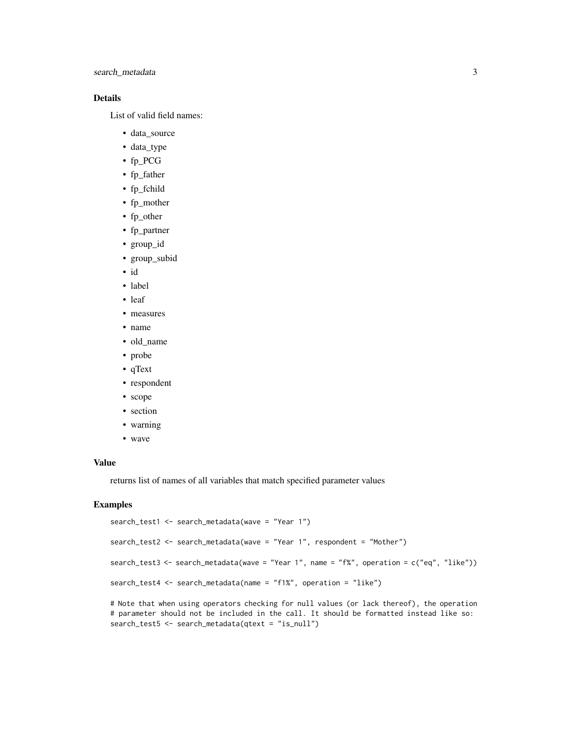## Details

List of valid field names:

- data_source
- data_type
- fp_PCG
- fp_father
- fp_fchild
- fp_mother
- fp_other
- fp_partner
- group_id
- group_subid
- id
- label
- leaf
- measures
- name
- old_name
- probe
- qText
- respondent
- scope
- section
- warning
- wave

## Value

returns list of names of all variables that match specified parameter values

## Examples

```
search_test1 <- search_metadata(wave = "Year 1")

search_test2 <- search_metadata(wave = "Year 1", respondent = "Mother")

search_test3 <- search_metadata(wave = "Year 1", name = "f%", operation = c("eq", "like"))

search_test4 <- search_metadata(name = "f1%", operation = "like")

# Note that when using operators checking for null values (or lack thereof), the operation
# parameter should not be included in the call. It should be formatted instead like so:
search_test5 <- search_metadata(qtext = "is_null")
```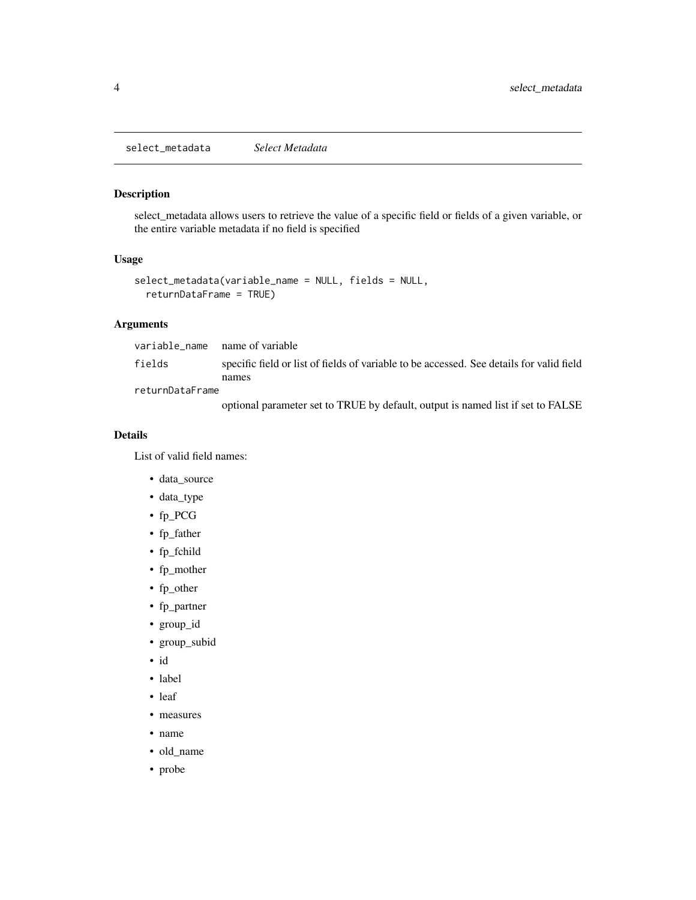## select_metadata *Select Metadata*

### Description

select_metadata allows users to retrieve the value of a specific field or fields of a given variable, or the entire variable metadata if no field is specified

### Usage

```
select_metadata(variable_name = NULL, fields = NULL,
  returnDataFrame = TRUE)
```

### Arguments

| | |
|---|---|
| variable_name | name of variable |
| fields | specific field or list of fields of variable to be accessed. See details for valid field names |
| returnDataFrame | optional parameter set to TRUE by default, output is named list if set to FALSE |

### Details

List of valid field names:

- data_source
- data_type
- fp_PCG
- fp_father
- fp_fchild
- fp_mother
- fp_other
- fp_partner
- group_id
- group_subid
- id
- label
- leaf
- measures
- name
- old_name
- probe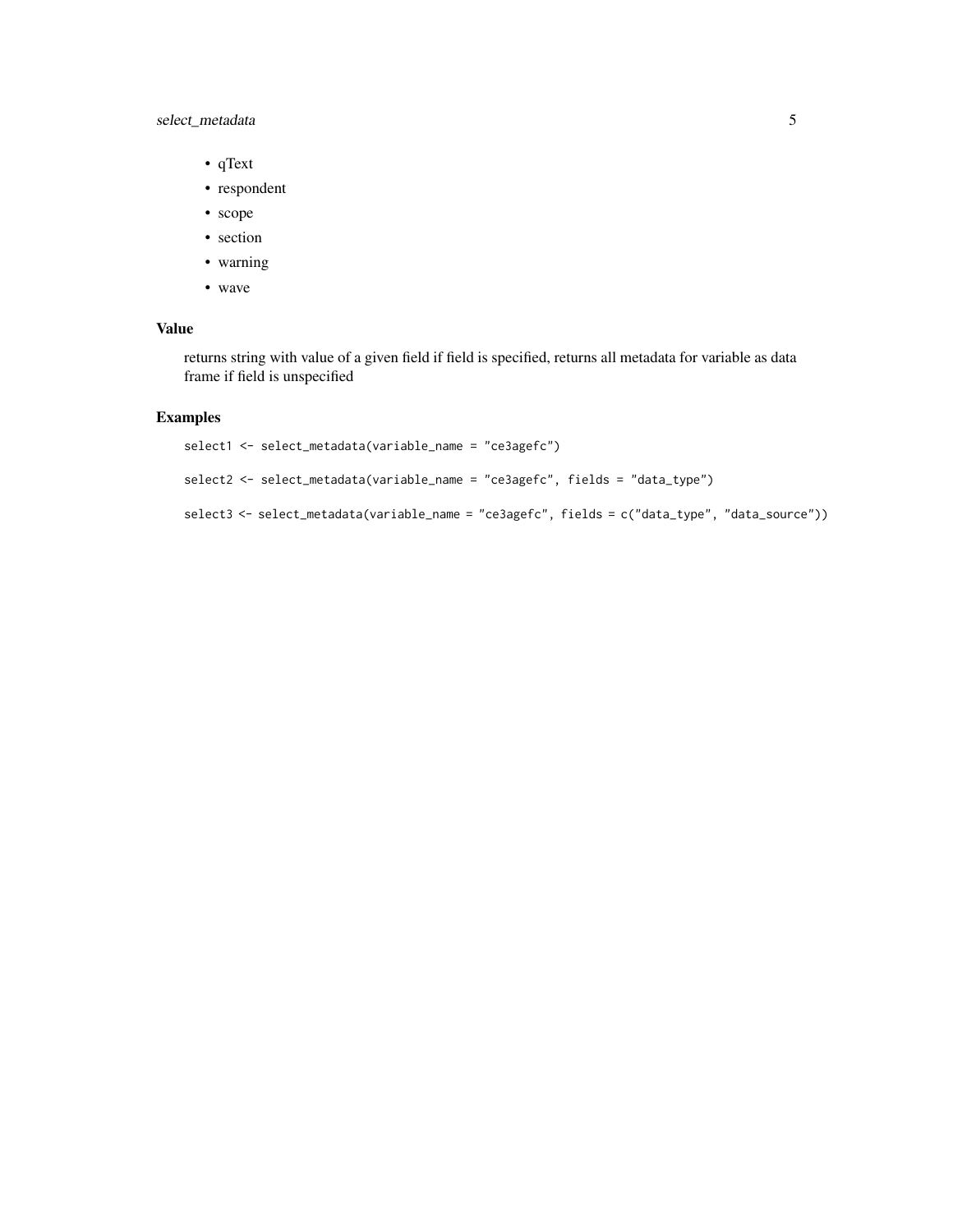- qText
- respondent
- scope
- section
- warning
- wave

## Value

returns string with value of a given field if field is specified, returns all metadata for variable as data frame if field is unspecified

## Examples

```
select1 <- select_metadata(variable_name = "ce3agefc")

select2 <- select_metadata(variable_name = "ce3agefc", fields = "data_type")

select3 <- select_metadata(variable_name = "ce3agefc", fields = c("data_type", "data_source"))
```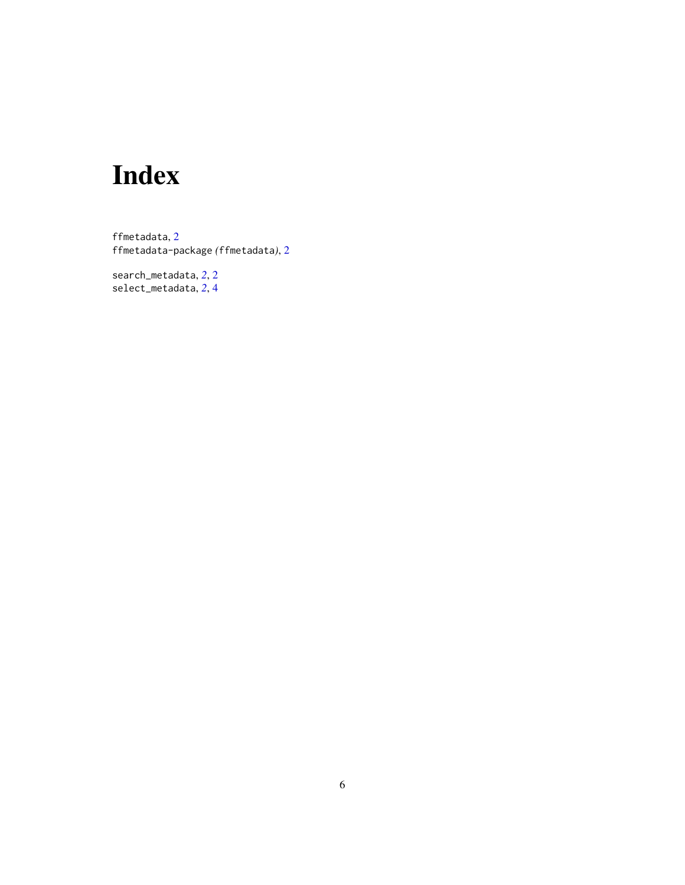# Index

ffmetadata, 2
ffmetadata-package *(ffmetadata)*, 2

search_metadata, *2*, 2
select_metadata, *2*, 4